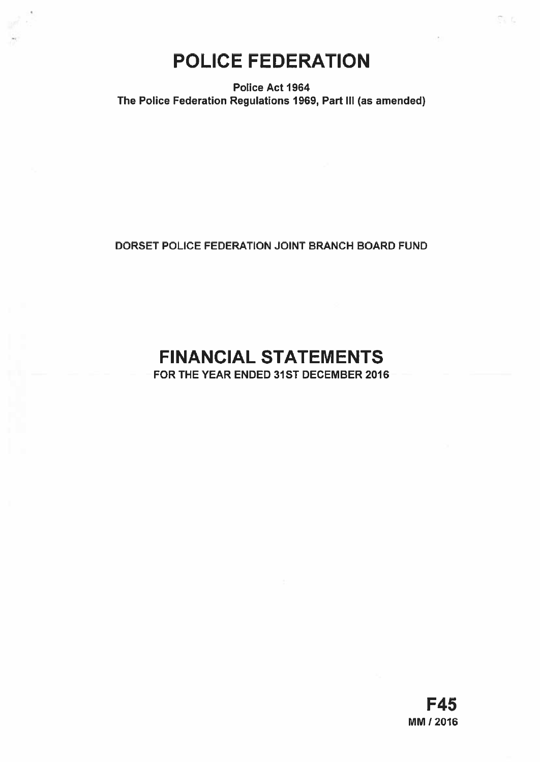# POLICE FEDERATION

**Police Act 1964**
**The Police Federation Regulations 1969, Part III (as amended)**

DORSET POLICE FEDERATION JOINT BRANCH BOARD FUND

# FINANCIAL STATEMENTS

FOR THE YEAR ENDED 31ST DECEMBER 2016

**F45**
**MM / 2016**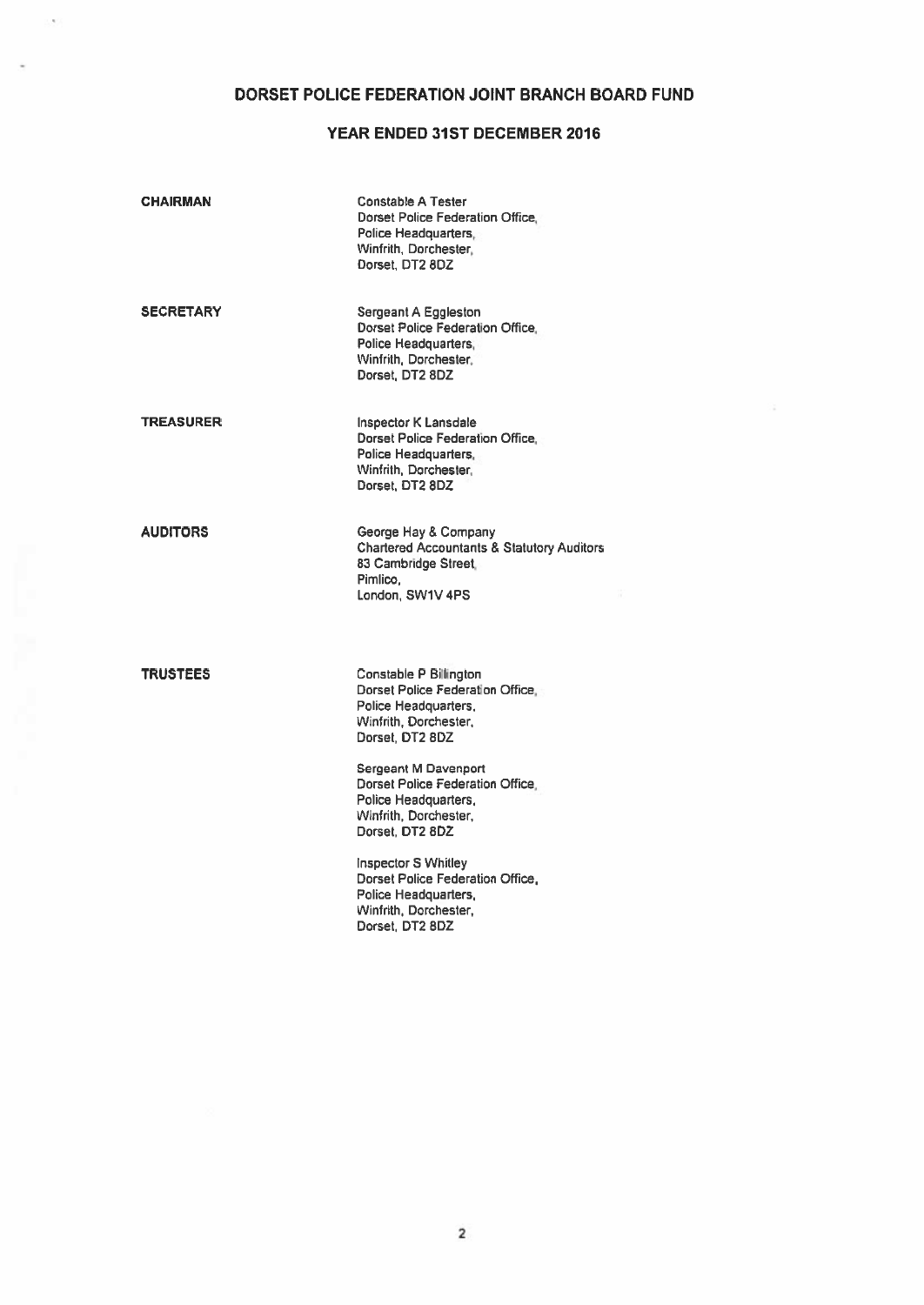# DORSET POLICE FEDERATION JOINT BRANCH BOARD FUND

## YEAR ENDED 31ST DECEMBER 2016

**CHAIRMAN**

Constable A Tester
Dorset Police Federation Office,
Police Headquarters,
Winfrith, Dorchester,
Dorset, DT2 8DZ

**SECRETARY**

Sergeant A Eggleston
Dorset Police Federation Office,
Police Headquarters,
Winfrith, Dorchester,
Dorset, DT2 8DZ

**TREASURER**

Inspector K Lansdale
Dorset Police Federation Office,
Police Headquarters,
Winfrith, Dorchester,
Dorset, DT2 8DZ

**AUDITORS**

George Hay & Company
Chartered Accountants & Statutory Auditors
83 Cambridge Street,
Pimlico,
London, SW1V 4PS

**TRUSTEES**

Constable P Billington
Dorset Police Federation Office,
Police Headquarters,
Winfrith, Dorchester,
Dorset, DT2 8DZ

Sergeant M Davenport
Dorset Police Federation Office,
Police Headquarters,
Winfrith, Dorchester,
Dorset, DT2 8DZ

Inspector S Whitley
Dorset Police Federation Office,
Police Headquarters,
Winfrith, Dorchester,
Dorset, DT2 8DZ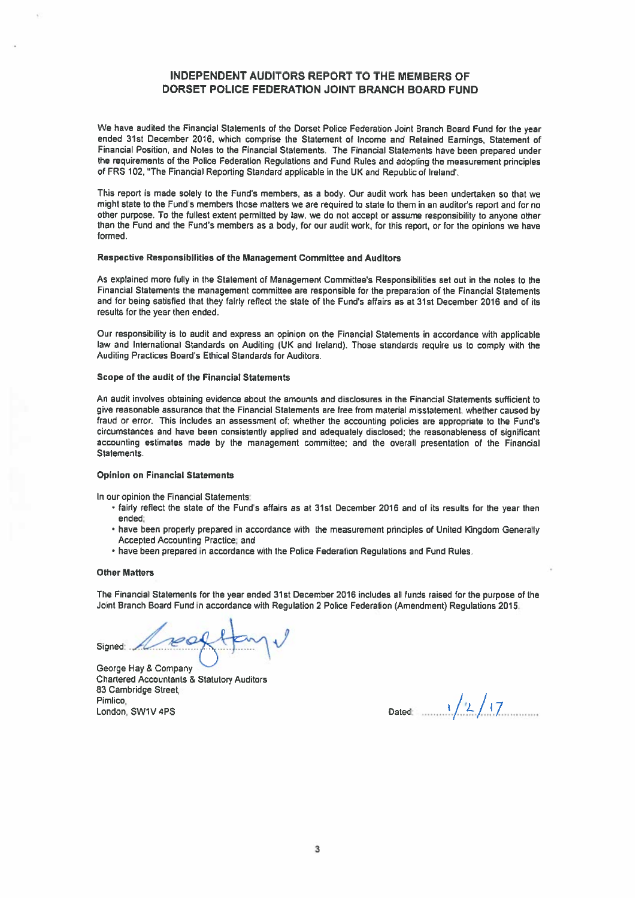# INDEPENDENT AUDITORS REPORT TO THE MEMBERS OF DORSET POLICE FEDERATION JOINT BRANCH BOARD FUND

We have audited the Financial Statements of the Dorset Police Federation Joint Branch Board Fund for the year ended 31st December 2016, which comprise the Statement of Income and Retained Earnings, Statement of Financial Position, and Notes to the Financial Statements. The Financial Statements have been prepared under the requirements of the Police Federation Regulations and Fund Rules and adopting the measurement principles of FRS 102, "The Financial Reporting Standard applicable in the UK and Republic of Ireland".

This report is made solely to the Fund's members, as a body. Our audit work has been undertaken so that we might state to the Fund's members those matters we are required to state to them in an auditor's report and for no other purpose. To the fullest extent permitted by law, we do not accept or assume responsibility to anyone other than the Fund and the Fund's members as a body, for our audit work, for this report, or for the opinions we have formed.

### Respective Responsibilities of the Management Committee and Auditors

As explained more fully in the Statement of Management Committee's Responsibilities set out in the notes to the Financial Statements the management committee are responsible for the preparation of the Financial Statements and for being satisfied that they fairly reflect the state of the Fund's affairs as at 31st December 2016 and of its results for the year then ended.

Our responsibility is to audit and express an opinion on the Financial Statements in accordance with applicable law and International Standards on Auditing (UK and Ireland). Those standards require us to comply with the Auditing Practices Board's Ethical Standards for Auditors.

### Scope of the audit of the Financial Statements

An audit involves obtaining evidence about the amounts and disclosures in the Financial Statements sufficient to give reasonable assurance that the Financial Statements are free from material misstatement, whether caused by fraud or error. This includes an assessment of: whether the accounting policies are appropriate to the Fund's circumstances and have been consistently applied and adequately disclosed; the reasonableness of significant accounting estimates made by the management committee; and the overall presentation of the Financial Statements.

### Opinion on Financial Statements

In our opinion the Financial Statements:

- fairly reflect the state of the Fund's affairs as at 31st December 2016 and of its results for the year then ended;
- have been properly prepared in accordance with the measurement principles of United Kingdom Generally Accepted Accounting Practice; and
- have been prepared in accordance with the Police Federation Regulations and Fund Rules.

### Other Matters

The Financial Statements for the year ended 31st December 2016 includes all funds raised for the purpose of the Joint Branch Board Fund in accordance with Regulation 2 Police Federation (Amendment) Regulations 2015.

Signed: George Hay & Company

George Hay & Company
Chartered Accountants & Statutory Auditors
83 Cambridge Street,
Pimlico,
London, SW1V 4PS

Dated: 1/2/17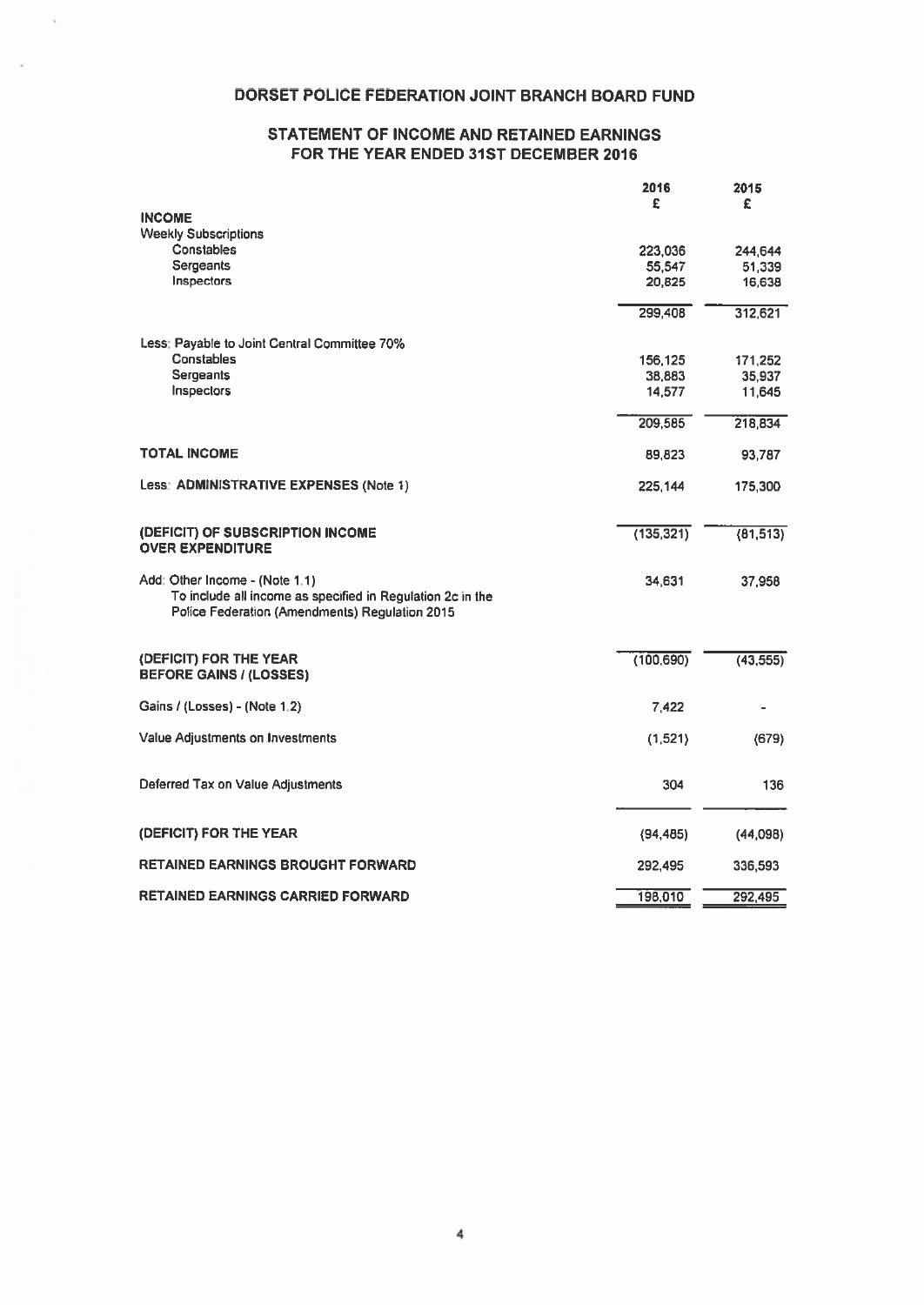# DORSET POLICE FEDERATION JOINT BRANCH BOARD FUND

## STATEMENT OF INCOME AND RETAINED EARNINGS FOR THE YEAR ENDED 31ST DECEMBER 2016

| | 2016 £ | 2015 £ |
|---|---|---|
| **INCOME** | | |
| Weekly Subscriptions | | |
| Constables | 223,036 | 244,644 |
| Sergeants | 55,547 | 51,339 |
| Inspectors | 20,825 | 16,638 |
| | 299,408 | 312,621 |
| Less: Payable to Joint Central Committee 70% | | |
| Constables | 156,125 | 171,252 |
| Sergeants | 38,883 | 35,937 |
| Inspectors | 14,577 | 11,645 |
| | 209,585 | 218,834 |
| **TOTAL INCOME** | 89,823 | 93,787 |
| Less: **ADMINISTRATIVE EXPENSES** (Note 1) | 225,144 | 175,300 |
| **(DEFICIT) OF SUBSCRIPTION INCOME OVER EXPENDITURE** | (135,321) | (81,513) |
| Add: Other Income - (Note 1.1) To include all income as specified in Regulation 2c in the Police Federation (Amendments) Regulation 2015 | 34,631 | 37,958 |
| **(DEFICIT) FOR THE YEAR BEFORE GAINS / (LOSSES)** | (100,690) | (43,555) |
| Gains / (Losses) - (Note 1.2) | 7,422 | - |
| Value Adjustments on Investments | (1,521) | (679) |
| Deferred Tax on Value Adjustments | 304 | 136 |
| **(DEFICIT) FOR THE YEAR** | (94,485) | (44,098) |
| **RETAINED EARNINGS BROUGHT FORWARD** | 292,495 | 336,593 |
| **RETAINED EARNINGS CARRIED FORWARD** | 198,010 | 292,495 |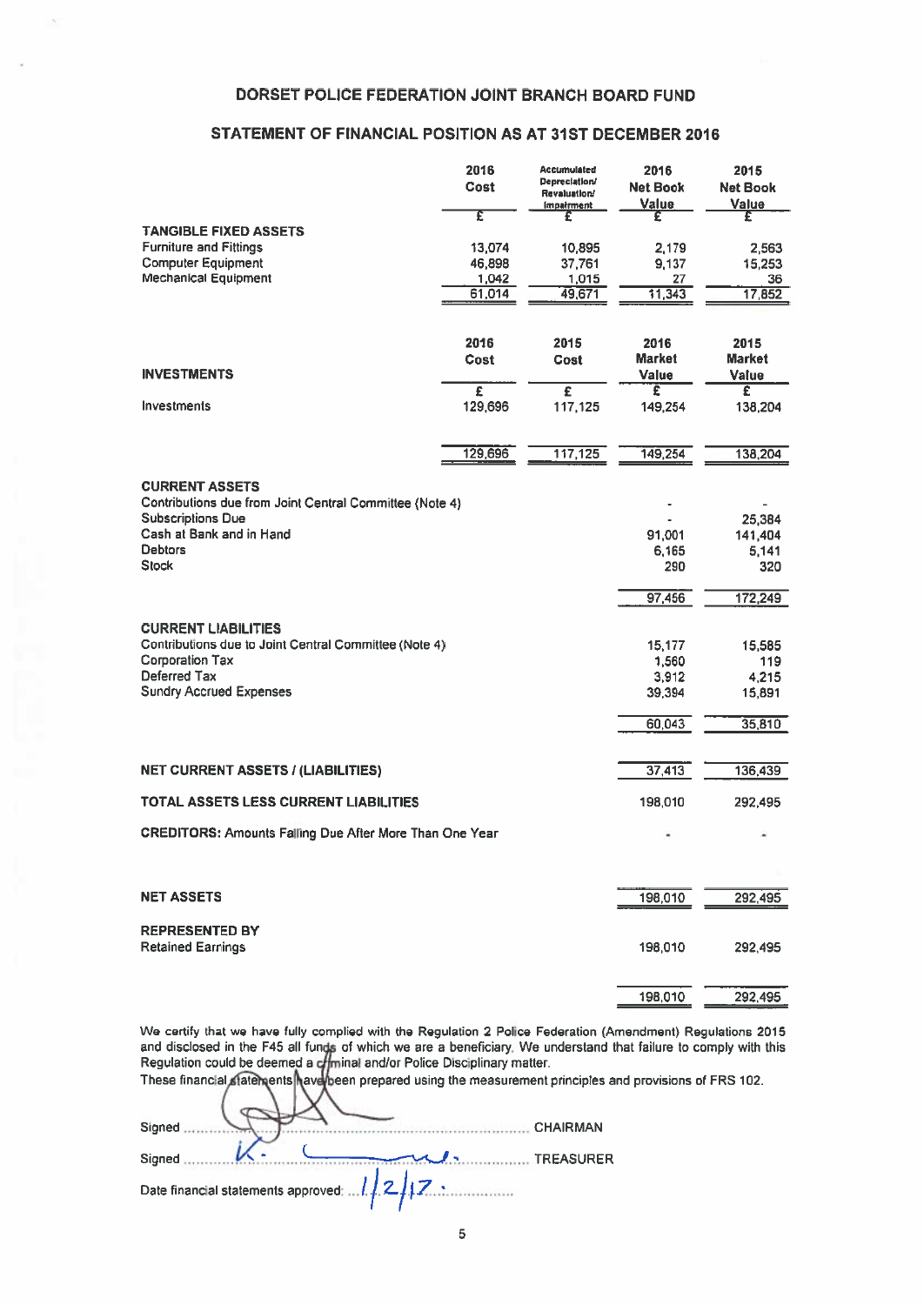# DORSET POLICE FEDERATION JOINT BRANCH BOARD FUND

## STATEMENT OF FINANCIAL POSITION AS AT 31ST DECEMBER 2016

| | 2016 Cost | Accumulated Depreciation/ Revaluation/ Impairment | 2016 Net Book Value | 2015 Net Book Value |
|---|---|---|---|---|
| | £ | £ | £ | £ |
| **TANGIBLE FIXED ASSETS** | | | | |
| Furniture and Fittings | 13,074 | 10,895 | 2,179 | 2,563 |
| Computer Equipment | 46,898 | 37,761 | 9,137 | 15,253 |
| Mechanical Equipment | 1,042 | 1,015 | 27 | 36 |
| | 61,014 | 49,671 | 11,343 | 17,852 |

| **INVESTMENTS** | 2016 Cost | 2015 Cost | 2016 Market Value | 2015 Market Value |
|---|---|---|---|---|
| | £ | £ | £ | £ |
| Investments | 129,696 | 117,125 | 149,254 | 138,204 |
| | 129,696 | 117,125 | 149,254 | 138,204 |

| | 2016 | 2015 |
|---|---|---|
| **CURRENT ASSETS** | | |
| Contributions due from Joint Central Committee (Note 4) | - | - |
| Subscriptions Due | - | 25,384 |
| Cash at Bank and in Hand | 91,001 | 141,404 |
| Debtors | 6,165 | 5,141 |
| Stock | 290 | 320 |
| | 97,456 | 172,249 |
| **CURRENT LIABILITIES** | | |
| Contributions due to Joint Central Committee (Note 4) | 15,177 | 15,585 |
| Corporation Tax | 1,560 | 119 |
| Deferred Tax | 3,912 | 4,215 |
| Sundry Accrued Expenses | 39,394 | 15,891 |
| | 60,043 | 35,810 |
| **NET CURRENT ASSETS / (LIABILITIES)** | 37,413 | 136,439 |
| **TOTAL ASSETS LESS CURRENT LIABILITIES** | 198,010 | 292,495 |
| **CREDITORS:** Amounts Falling Due After More Than One Year | - | - |
| **NET ASSETS** | 198,010 | 292,495 |
| **REPRESENTED BY** | | |
| Retained Earnings | 198,010 | 292,495 |
| | 198,010 | 292,495 |

We certify that we have fully complied with the Regulation 2 Police Federation (Amendment) Regulations 2015 and disclosed in the F45 all funds of which we are a beneficiary. We understand that failure to comply with this Regulation could be deemed a criminal and/or Police Disciplinary matter.

These financial statements have been prepared using the measurement principles and provisions of FRS 102.

Signed ............................................ CHAIRMAN

Signed ............................................ TREASURER

Date financial statements approved: 1/2/17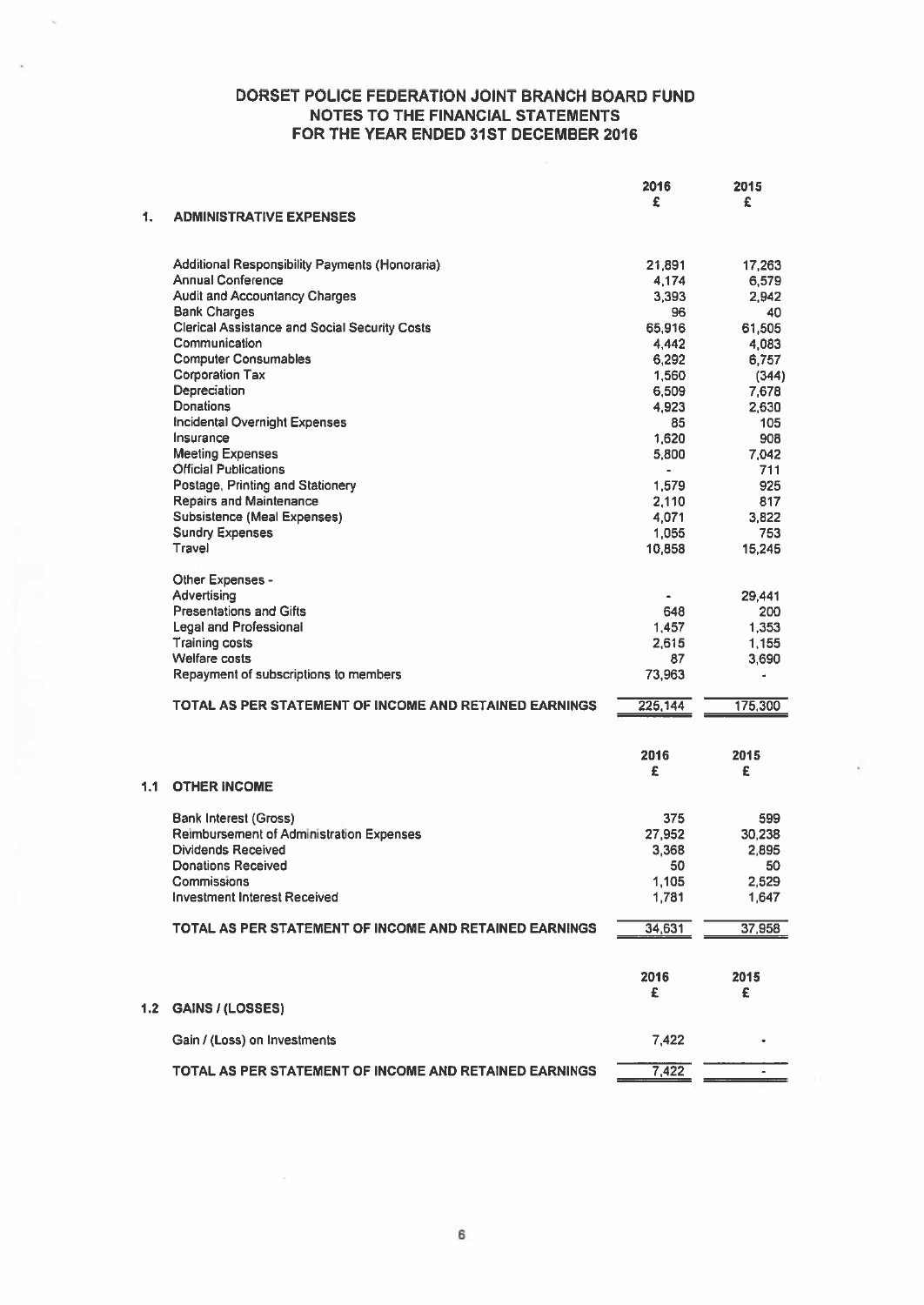# DORSET POLICE FEDERATION JOINT BRANCH BOARD FUND
## NOTES TO THE FINANCIAL STATEMENTS
## FOR THE YEAR ENDED 31ST DECEMBER 2016

| | | 2016 £ | 2015 £ |
|---|---|---|---|
| **1.** | **ADMINISTRATIVE EXPENSES** | | |
| | Additional Responsibility Payments (Honoraria) | 21,891 | 17,263 |
| | Annual Conference | 4,174 | 6,579 |
| | Audit and Accountancy Charges | 3,393 | 2,942 |
| | Bank Charges | 96 | 40 |
| | Clerical Assistance and Social Security Costs | 65,916 | 61,505 |
| | Communication | 4,442 | 4,083 |
| | Computer Consumables | 6,292 | 6,757 |
| | Corporation Tax | 1,560 | (344) |
| | Depreciation | 6,509 | 7,678 |
| | Donations | 4,923 | 2,630 |
| | Incidental Overnight Expenses | 85 | 105 |
| | Insurance | 1,620 | 908 |
| | Meeting Expenses | 5,800 | 7,042 |
| | Official Publications | - | 711 |
| | Postage, Printing and Stationery | 1,579 | 925 |
| | Repairs and Maintenance | 2,110 | 817 |
| | Subsistence (Meal Expenses) | 4,071 | 3,822 |
| | Sundry Expenses | 1,055 | 753 |
| | Travel | 10,858 | 15,245 |
| | Other Expenses - | | |
| | Advertising | - | 29,441 |
| | Presentations and Gifts | 648 | 200 |
| | Legal and Professional | 1,457 | 1,353 |
| | Training costs | 2,615 | 1,155 |
| | Welfare costs | 87 | 3,690 |
| | Repayment of subscriptions to members | 73,963 | - |
| | **TOTAL AS PER STATEMENT OF INCOME AND RETAINED EARNINGS** | **225,144** | **175,300** |

| | | 2016 £ | 2015 £ |
|---|---|---|---|
| **1.1** | **OTHER INCOME** | | |
| | Bank Interest (Gross) | 375 | 599 |
| | Reimbursement of Administration Expenses | 27,952 | 30,238 |
| | Dividends Received | 3,368 | 2,895 |
| | Donations Received | 50 | 50 |
| | Commissions | 1,105 | 2,529 |
| | Investment Interest Received | 1,781 | 1,647 |
| | **TOTAL AS PER STATEMENT OF INCOME AND RETAINED EARNINGS** | **34,631** | **37,958** |

| | | 2016 £ | 2015 £ |
|---|---|---|---|
| **1.2** | **GAINS / (LOSSES)** | | |
| | Gain / (Loss) on Investments | 7,422 | - |
| | **TOTAL AS PER STATEMENT OF INCOME AND RETAINED EARNINGS** | **7,422** | **-** |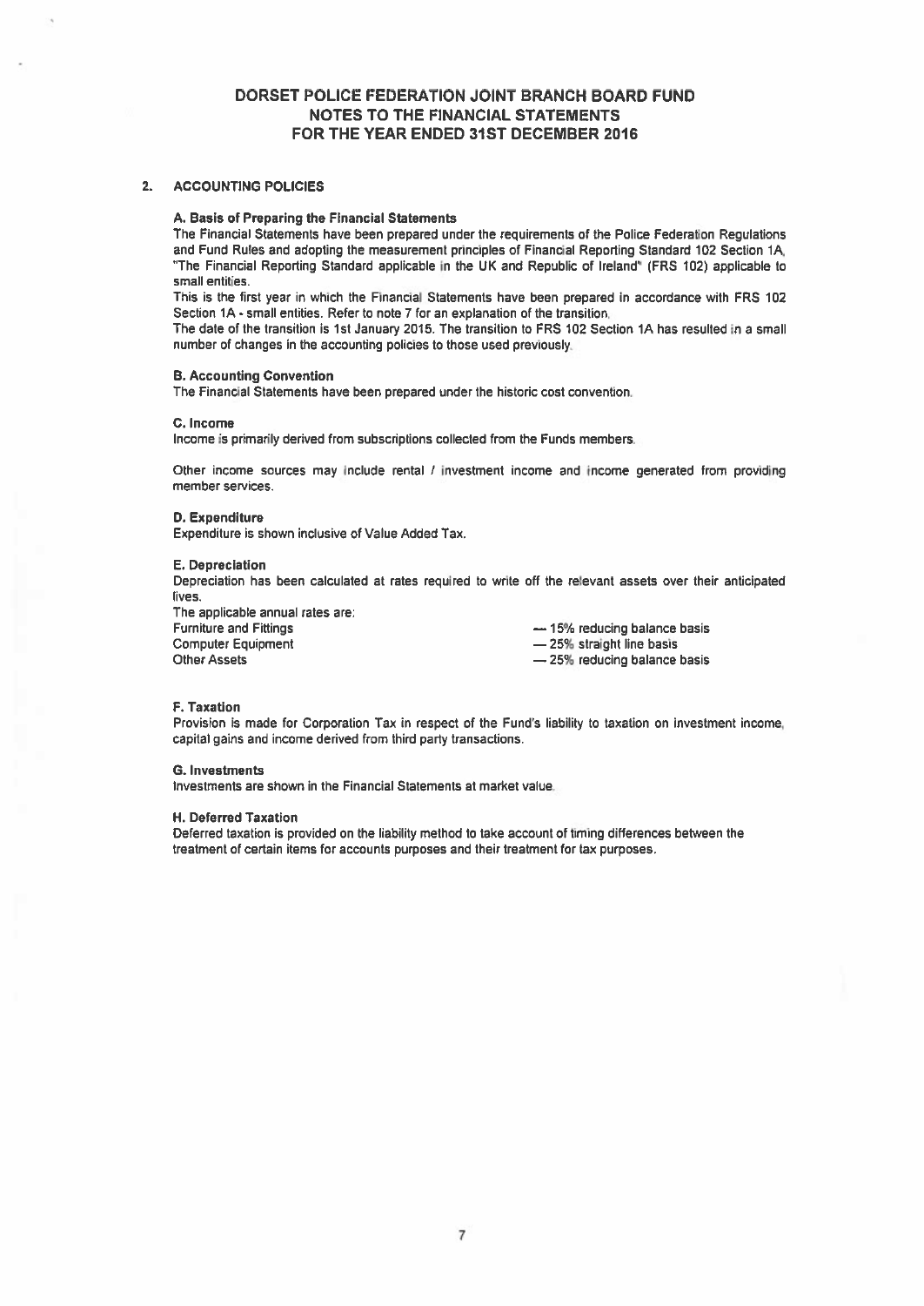# DORSET POLICE FEDERATION JOINT BRANCH BOARD FUND
## NOTES TO THE FINANCIAL STATEMENTS
## FOR THE YEAR ENDED 31ST DECEMBER 2016

### 2. ACCOUNTING POLICIES

**A. Basis of Preparing the Financial Statements**

The Financial Statements have been prepared under the requirements of the Police Federation Regulations and Fund Rules and adopting the measurement principles of Financial Reporting Standard 102 Section 1A, "The Financial Reporting Standard applicable in the UK and Republic of Ireland" (FRS 102) applicable to small entities.

This is the first year in which the Financial Statements have been prepared in accordance with FRS 102 Section 1A - small entities. Refer to note 7 for an explanation of the transition.

The date of the transition is 1st January 2015. The transition to FRS 102 Section 1A has resulted in a small number of changes in the accounting policies to those used previously.

**B. Accounting Convention**

The Financial Statements have been prepared under the historic cost convention.

**C. Income**

Income is primarily derived from subscriptions collected from the Funds members.

Other income sources may include rental / investment income and income generated from providing member services.

**D. Expenditure**

Expenditure is shown inclusive of Value Added Tax.

**E. Depreciation**

Depreciation has been calculated at rates required to write off the relevant assets over their anticipated lives.

The applicable annual rates are:

| | |
|---|---|
| Furniture and Fittings | — 15% reducing balance basis |
| Computer Equipment | — 25% straight line basis |
| Other Assets | — 25% reducing balance basis |

**F. Taxation**

Provision is made for Corporation Tax in respect of the Fund's liability to taxation on investment income, capital gains and income derived from third party transactions.

**G. Investments**

Investments are shown in the Financial Statements at market value.

**H. Deferred Taxation**

Deferred taxation is provided on the liability method to take account of timing differences between the treatment of certain items for accounts purposes and their treatment for tax purposes.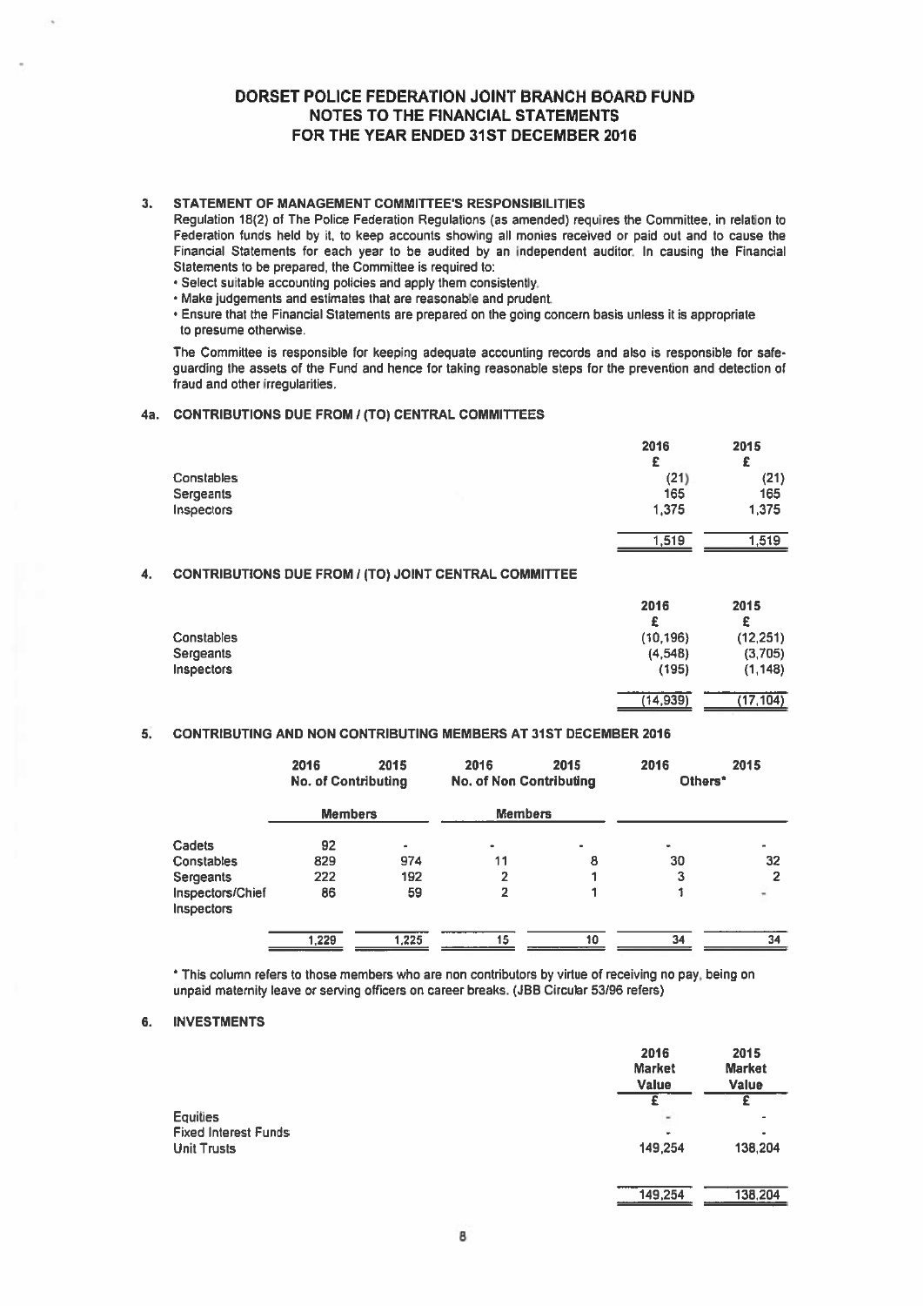# DORSET POLICE FEDERATION JOINT BRANCH BOARD FUND
## NOTES TO THE FINANCIAL STATEMENTS
## FOR THE YEAR ENDED 31ST DECEMBER 2016

### 3. STATEMENT OF MANAGEMENT COMMITTEE'S RESPONSIBILITIES

Regulation 18(2) of The Police Federation Regulations (as amended) requires the Committee, in relation to Federation funds held by it, to keep accounts showing all monies received or paid out and to cause the Financial Statements for each year to be audited by an independent auditor. In causing the Financial Statements to be prepared, the Committee is required to:

- Select suitable accounting policies and apply them consistently.
- Make judgements and estimates that are reasonable and prudent.
- Ensure that the Financial Statements are prepared on the going concern basis unless it is appropriate to presume otherwise.

The Committee is responsible for keeping adequate accounting records and also is responsible for safe-guarding the assets of the Fund and hence for taking reasonable steps for the prevention and detection of fraud and other irregularities.

### 4a. CONTRIBUTIONS DUE FROM / (TO) CENTRAL COMMITTEES

| | 2016 | 2015 |
|---|---|---|
| | £ | £ |
| Constables | (21) | (21) |
| Sergeants | 165 | 165 |
| Inspectors | 1,375 | 1,375 |
| | 1,519 | 1,519 |

### 4. CONTRIBUTIONS DUE FROM / (TO) JOINT CENTRAL COMMITTEE

| | 2016 | 2015 |
|---|---|---|
| | £ | £ |
| Constables | (10,196) | (12,251) |
| Sergeants | (4,548) | (3,705) |
| Inspectors | (195) | (1,148) |
| | (14,939) | (17,104) |

### 5. CONTRIBUTING AND NON CONTRIBUTING MEMBERS AT 31ST DECEMBER 2016

| | 2016 | 2015 | 2016 | 2015 | 2016 | 2015 |
|---|---|---|---|---|---|---|
| | No. of Contributing Members | | No. of Non Contributing Members | | Others* | |
| Cadets | 92 | - | - | - | - | - |
| Constables | 829 | 974 | 11 | 8 | 30 | 32 |
| Sergeants | 222 | 192 | 2 | 1 | 3 | 2 |
| Inspectors/Chief Inspectors | 86 | 59 | 2 | 1 | 1 | - |
| | 1,229 | 1,225 | 15 | 10 | 34 | 34 |

\* This column refers to those members who are non contributors by virtue of receiving no pay, being on unpaid maternity leave or serving officers on career breaks. (JBB Circular 53/96 refers)

### 6. INVESTMENTS

| | 2016 Market Value | 2015 Market Value |
|---|---|---|
| | £ | £ |
| Equities | - | - |
| Fixed Interest Funds | - | - |
| Unit Trusts | 149,254 | 138,204 |
| | 149,254 | 138,204 |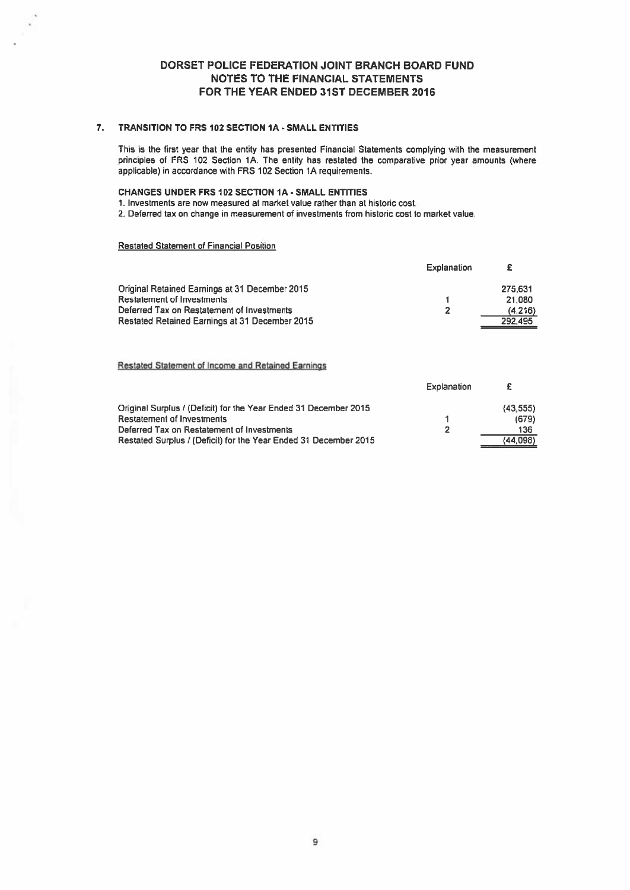# DORSET POLICE FEDERATION JOINT BRANCH BOARD FUND
## NOTES TO THE FINANCIAL STATEMENTS
## FOR THE YEAR ENDED 31ST DECEMBER 2016

### 7. TRANSITION TO FRS 102 SECTION 1A - SMALL ENTITIES

This is the first year that the entity has presented Financial Statements complying with the measurement principles of FRS 102 Section 1A. The entity has restated the comparative prior year amounts (where applicable) in accordance with FRS 102 Section 1A requirements.

**CHANGES UNDER FRS 102 SECTION 1A - SMALL ENTITIES**

1. Investments are now measured at market value rather than at historic cost.
2. Deferred tax on change in measurement of investments from historic cost to market value.

Restated Statement of Financial Position

| | Explanation | £ |
|---|---|---|
| Original Retained Earnings at 31 December 2015 | | 275,631 |
| Restatement of Investments | 1 | 21,080 |
| Deferred Tax on Restatement of Investments | 2 | (4,216) |
| Restated Retained Earnings at 31 December 2015 | | 292,495 |

Restated Statement of Income and Retained Earnings

| | Explanation | £ |
|---|---|---|
| Original Surplus / (Deficit) for the Year Ended 31 December 2015 | | (43,555) |
| Restatement of Investments | 1 | (679) |
| Deferred Tax on Restatement of Investments | 2 | 136 |
| Restated Surplus / (Deficit) for the Year Ended 31 December 2015 | | (44,098) |